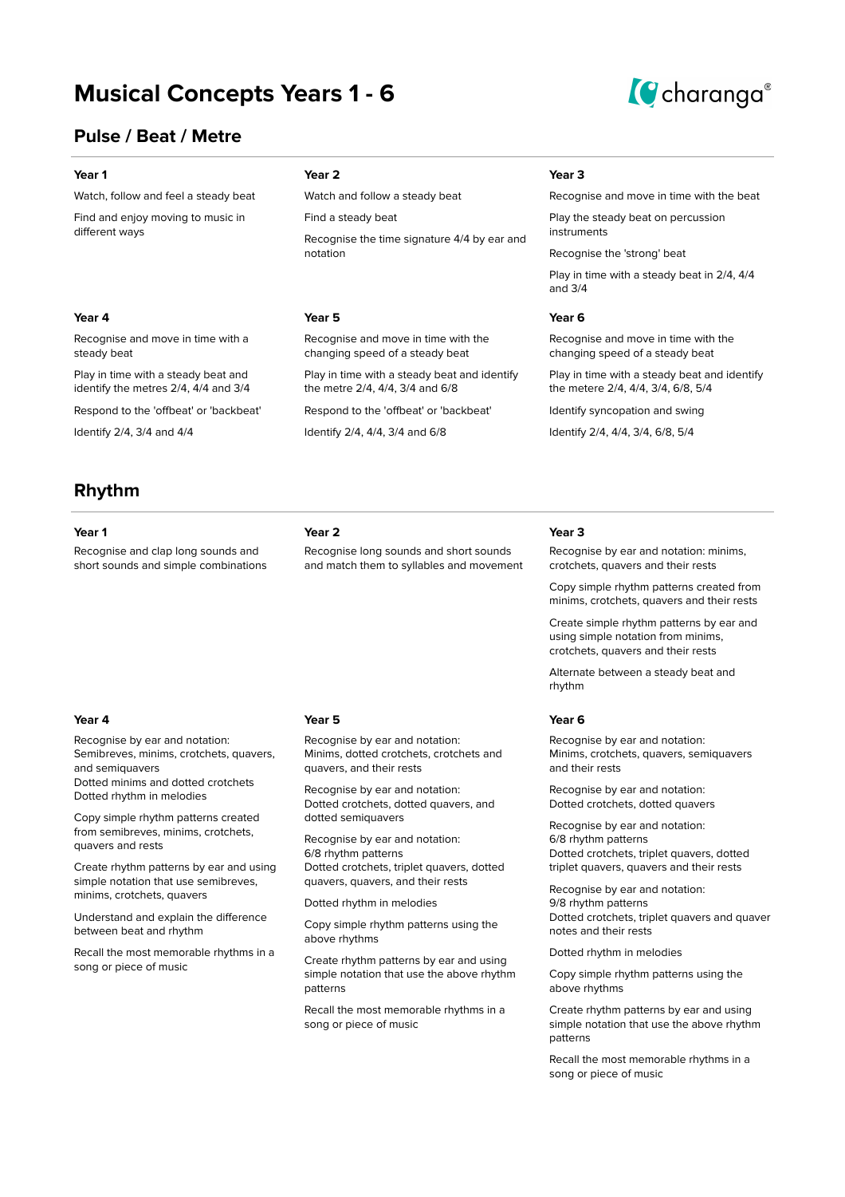# Musical Concepts Years 1 - 6

## Pulse / Beat / Metre

### Year 1

Watch, follow and feel a steady beat

Find and enjoy moving to music in different ways

### Year 2

Watch and follow a steady beat

Find a steady beat

Recognise the time signature 4/4 by ear and notation

### Year 3

Recognise and move in time with the beat

Play the steady beat on percussion instruments

Recognise the 'strong' beat

Play in time with a steady beat in 2/4, 4/4 and 3/4

### Year 4

Recognise and move in time with a steady beat

Play in time with a steady beat and identify the metres 2/4, 4/4 and 3/4

Respond to the 'offbeat' or 'backbeat'

Identify 2/4, 3/4 and 4/4

### Year 5

Recognise and move in time with the changing speed of a steady beat

Play in time with a steady beat and identify the metre 2/4, 4/4, 3/4 and 6/8

Respond to the 'offbeat' or 'backbeat'

Identify 2/4, 4/4, 3/4 and 6/8

### Year 6

Recognise and move in time with the changing speed of a steady beat

Play in time with a steady beat and identify the metere 2/4, 4/4, 3/4, 6/8, 5/4

Identify syncopation and swing

Identify 2/4, 4/4, 3/4, 6/8, 5/4

## Rhythm

### Year 1

Recognise and clap long sounds and short sounds and simple combinations

### Year 2

Recognise long sounds and short sounds and match them to syllables and movement

### Year 3

Recognise by ear and notation: minims, crotchets, quavers and their rests

Copy simple rhythm patterns created from minims, crotchets, quavers and their rests

Create simple rhythm patterns by ear and using simple notation from minims, crotchets, quavers and their rests

Alternate between a steady beat and rhythm

### Year 4

Recognise by ear and notation:
Semibreves, minims, crotchets, quavers, and semiquavers
Dotted minims and dotted crotchets
Dotted rhythm in melodies

Copy simple rhythm patterns created from semibreves, minims, crotchets, quavers and rests

Create rhythm patterns by ear and using simple notation that use semibreves, minims, crotchets, quavers

Understand and explain the difference between beat and rhythm

Recall the most memorable rhythms in a song or piece of music

### Year 5

Recognise by ear and notation:
Minims, dotted crotchets, crotchets and quavers, and their rests

Recognise by ear and notation:
Dotted crotchets, dotted quavers, and dotted semiquavers

Recognise by ear and notation:
6/8 rhythm patterns
Dotted crotchets, triplet quavers, dotted quavers, quavers, and their rests

Dotted rhythm in melodies

Copy simple rhythm patterns using the above rhythms

Create rhythm patterns by ear and using simple notation that use the above rhythm patterns

Recall the most memorable rhythms in a song or piece of music

### Year 6

Recognise by ear and notation:
Minims, crotchets, quavers, semiquavers and their rests

Recognise by ear and notation:
Dotted crotchets, dotted quavers

Recognise by ear and notation:
6/8 rhythm patterns
Dotted crotchets, triplet quavers, dotted triplet quavers, quavers and their rests

Recognise by ear and notation:
9/8 rhythm patterns
Dotted crotchets, triplet quavers and quaver notes and their rests

Dotted rhythm in melodies

Copy simple rhythm patterns using the above rhythms

Create rhythm patterns by ear and using simple notation that use the above rhythm patterns

Recall the most memorable rhythms in a song or piece of music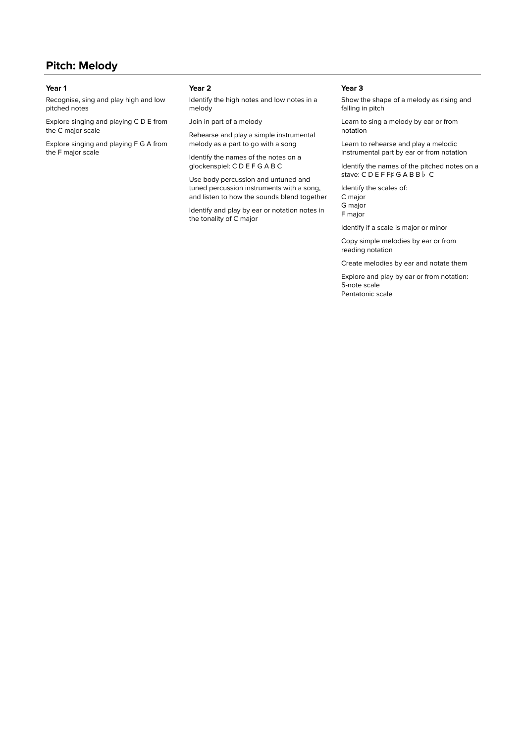## Pitch: Melody

### Year 1

Recognise, sing and play high and low pitched notes

Explore singing and playing C D E from the C major scale

Explore singing and playing F G A from the F major scale

### Year 2

Identify the high notes and low notes in a melody

Join in part of a melody

Rehearse and play a simple instrumental melody as a part to go with a song

Identify the names of the notes on a glockenspiel: C D E F G A B C

Use body percussion and untuned and tuned percussion instruments with a song, and listen to how the sounds blend together

Identify and play by ear or notation notes in the tonality of C major

### Year 3

Show the shape of a melody as rising and falling in pitch

Learn to sing a melody by ear or from notation

Learn to rehearse and play a melodic instrumental part by ear or from notation

Identify the names of the pitched notes on a stave: C D E F F♯ G A B B♭ C

Identify the scales of:
C major
G major
F major

Identify if a scale is major or minor

Copy simple melodies by ear or from reading notation

Create melodies by ear and notate them

Explore and play by ear or from notation:
5-note scale
Pentatonic scale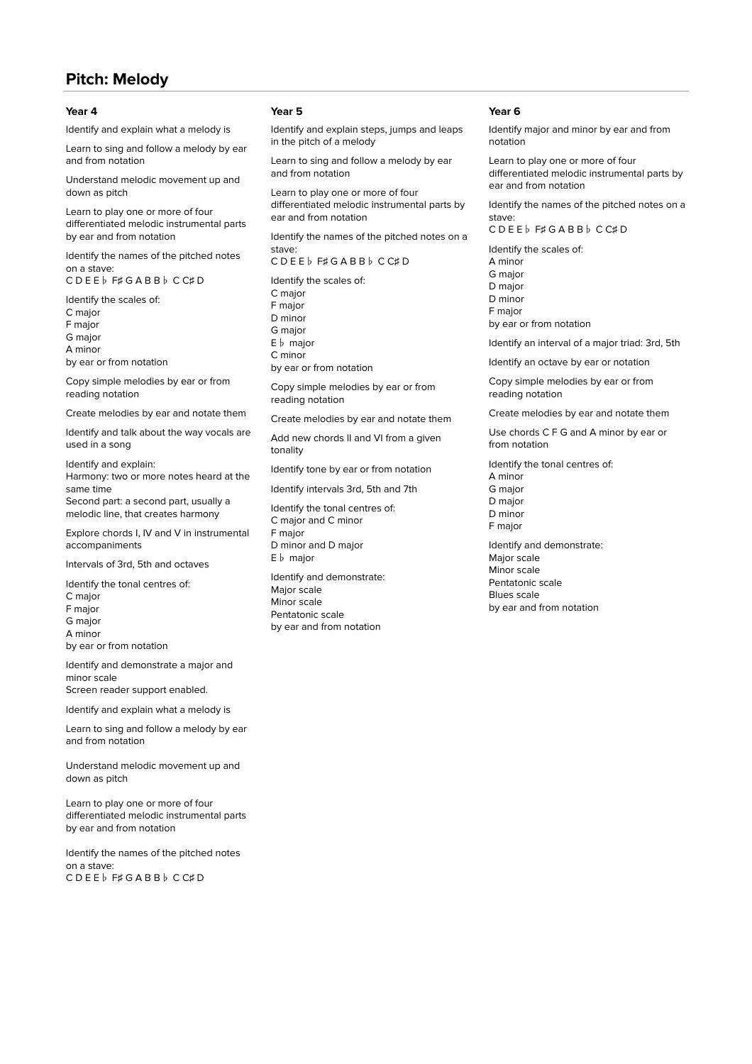# Pitch: Melody

### Year 4

Identify and explain what a melody is

Learn to sing and follow a melody by ear and from notation

Understand melodic movement up and down as pitch

Learn to play one or more of four differentiated melodic instrumental parts by ear and from notation

Identify the names of the pitched notes on a stave:
C D E E♭ F♯ G A B B♭ C C♯ D

Identify the scales of:
C major
F major
G major
A minor
by ear or from notation

Copy simple melodies by ear or from reading notation

Create melodies by ear and notate them

Identify and talk about the way vocals are used in a song

Identify and explain:
Harmony: two or more notes heard at the same time
Second part: a second part, usually a melodic line, that creates harmony

Explore chords I, IV and V in instrumental accompaniments

Intervals of 3rd, 5th and octaves

Identify the tonal centres of:
C major
F major
G major
A minor
by ear or from notation

Identify and demonstrate a major and minor scale
Screen reader support enabled.

Identify and explain what a melody is

Learn to sing and follow a melody by ear and from notation

Understand melodic movement up and down as pitch

Learn to play one or more of four differentiated melodic instrumental parts by ear and from notation

Identify the names of the pitched notes on a stave:
C D E E♭ F♯ G A B B♭ C C♯ D

### Year 5

Identify and explain steps, jumps and leaps in the pitch of a melody

Learn to sing and follow a melody by ear and from notation

Learn to play one or more of four differentiated melodic instrumental parts by ear and from notation

Identify the names of the pitched notes on a stave:
C D E E♭ F♯ G A B B♭ C C♯ D

Identify the scales of:
C major
F major
D minor
G major
E♭ major
C minor
by ear or from notation

Copy simple melodies by ear or from reading notation

Create melodies by ear and notate them

Add new chords II and VI from a given tonality

Identify tone by ear or from notation

Identify intervals 3rd, 5th and 7th

Identify the tonal centres of:
C major and C minor
F major
D minor and D major
E♭ major

Identify and demonstrate:
Major scale
Minor scale
Pentatonic scale
by ear and from notation

### Year 6

Identify major and minor by ear and from notation

Learn to play one or more of four differentiated melodic instrumental parts by ear and from notation

Identify the names of the pitched notes on a stave:
C D E E♭ F♯ G A B B♭ C C♯ D

Identify the scales of:
A minor
G major
D major
D minor
F major
by ear or from notation

Identify an interval of a major triad: 3rd, 5th

Identify an octave by ear or notation

Copy simple melodies by ear or from reading notation

Create melodies by ear and notate them

Use chords C F G and A minor by ear or from notation

Identify the tonal centres of:
A minor
G major
D major
D minor
F major

Identify and demonstrate:
Major scale
Minor scale
Pentatonic scale
Blues scale
by ear and from notation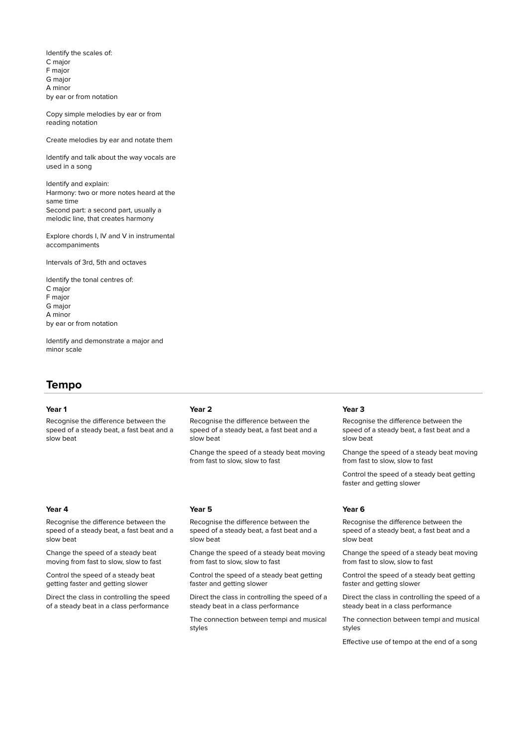Identify the scales of:
C major
F major
G major
A minor
by ear or from notation

Copy simple melodies by ear or from reading notation

Create melodies by ear and notate them

Identify and talk about the way vocals are used in a song

Identify and explain:
Harmony: two or more notes heard at the same time
Second part: a second part, usually a melodic line, that creates harmony

Explore chords I, IV and V in instrumental accompaniments

Intervals of 3rd, 5th and octaves

Identify the tonal centres of:
C major
F major
G major
A minor
by ear or from notation

Identify and demonstrate a major and minor scale

## Tempo

### Year 1

Recognise the difference between the speed of a steady beat, a fast beat and a slow beat

### Year 2

Recognise the difference between the speed of a steady beat, a fast beat and a slow beat

Change the speed of a steady beat moving from fast to slow, slow to fast

### Year 3

Recognise the difference between the speed of a steady beat, a fast beat and a slow beat

Change the speed of a steady beat moving from fast to slow, slow to fast

Control the speed of a steady beat getting faster and getting slower

### Year 4

Recognise the difference between the speed of a steady beat, a fast beat and a slow beat

Change the speed of a steady beat moving from fast to slow, slow to fast

Control the speed of a steady beat getting faster and getting slower

Direct the class in controlling the speed of a steady beat in a class performance

### Year 5

Recognise the difference between the speed of a steady beat, a fast beat and a slow beat

Change the speed of a steady beat moving from fast to slow, slow to fast

Control the speed of a steady beat getting faster and getting slower

Direct the class in controlling the speed of a steady beat in a class performance

The connection between tempi and musical styles

### Year 6

Recognise the difference between the speed of a steady beat, a fast beat and a slow beat

Change the speed of a steady beat moving from fast to slow, slow to fast

Control the speed of a steady beat getting faster and getting slower

Direct the class in controlling the speed of a steady beat in a class performance

The connection between tempi and musical styles

Effective use of tempo at the end of a song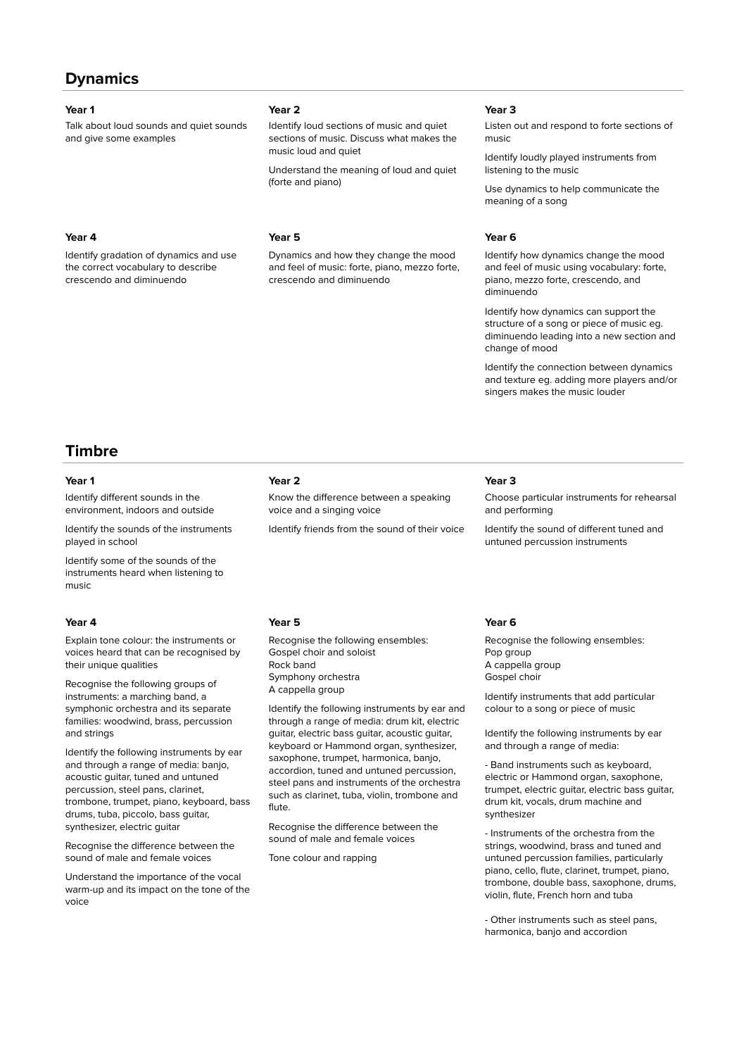## Dynamics

### Year 1

Talk about loud sounds and quiet sounds and give some examples

### Year 2

Identify loud sections of music and quiet sections of music. Discuss what makes the music loud and quiet

Understand the meaning of loud and quiet (forte and piano)

### Year 3

Listen out and respond to forte sections of music

Identify loudly played instruments from listening to the music

Use dynamics to help communicate the meaning of a song

### Year 4

Identify gradation of dynamics and use the correct vocabulary to describe crescendo and diminuendo

### Year 5

Dynamics and how they change the mood and feel of music: forte, piano, mezzo forte, crescendo and diminuendo

### Year 6

Identify how dynamics change the mood and feel of music using vocabulary: forte, piano, mezzo forte, crescendo, and diminuendo

Identify how dynamics can support the structure of a song or piece of music eg. diminuendo leading into a new section and change of mood

Identify the connection between dynamics and texture eg. adding more players and/or singers makes the music louder

## Timbre

### Year 1

Identify different sounds in the environment, indoors and outside

Identify the sounds of the instruments played in school

Identify some of the sounds of the instruments heard when listening to music

### Year 2

Know the difference between a speaking voice and a singing voice

Identify friends from the sound of their voice

### Year 3

Choose particular instruments for rehearsal and performing

Identify the sound of different tuned and untuned percussion instruments

### Year 4

Explain tone colour: the instruments or voices heard that can be recognised by their unique qualities

Recognise the following groups of instruments: a marching band, a symphonic orchestra and its separate families: woodwind, brass, percussion and strings

Identify the following instruments by ear and through a range of media: banjo, acoustic guitar, tuned and untuned percussion, steel pans, clarinet, trombone, trumpet, piano, keyboard, bass drums, tuba, piccolo, bass guitar, synthesizer, electric guitar

Recognise the difference between the sound of male and female voices

Understand the importance of the vocal warm-up and its impact on the tone of the voice

### Year 5

Recognise the following ensembles:
Gospel choir and soloist
Rock band
Symphony orchestra
A cappella group

Identify the following instruments by ear and through a range of media: drum kit, electric guitar, electric bass guitar, acoustic guitar, keyboard or Hammond organ, synthesizer, saxophone, trumpet, harmonica, banjo, accordion, tuned and untuned percussion, steel pans and instruments of the orchestra such as clarinet, tuba, violin, trombone and flute.

Recognise the difference between the sound of male and female voices

Tone colour and rapping

### Year 6

Recognise the following ensembles:
Pop group
A cappella group
Gospel choir

Identify instruments that add particular colour to a song or piece of music

Identify the following instruments by ear and through a range of media:

- Band instruments such as keyboard, electric or Hammond organ, saxophone, trumpet, electric guitar, electric bass guitar, drum kit, vocals, drum machine and synthesizer

- Instruments of the orchestra from the strings, woodwind, brass and tuned and untuned percussion families, particularly piano, cello, flute, clarinet, trumpet, piano, trombone, double bass, saxophone, drums, violin, flute, French horn and tuba

- Other instruments such as steel pans, harmonica, banjo and accordion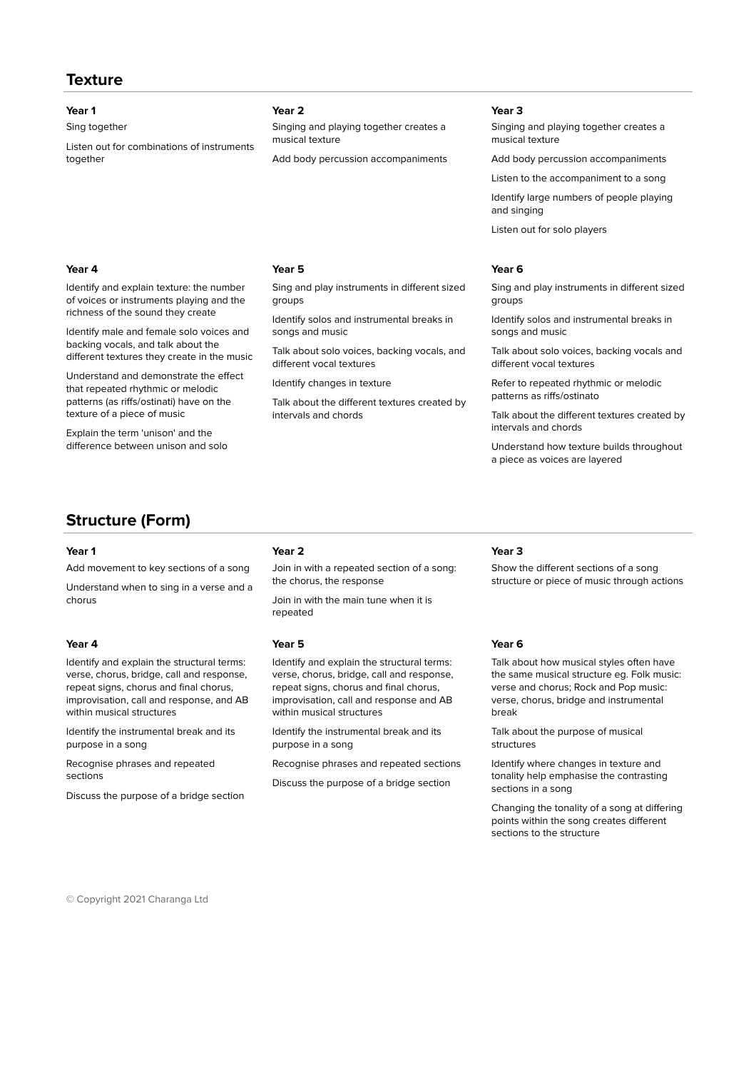## Texture

### Year 1

Sing together

Listen out for combinations of instruments together

### Year 2

Singing and playing together creates a musical texture

Add body percussion accompaniments

### Year 3

Singing and playing together creates a musical texture

Add body percussion accompaniments

Listen to the accompaniment to a song

Identify large numbers of people playing and singing

Listen out for solo players

### Year 4

Identify and explain texture: the number of voices or instruments playing and the richness of the sound they create

Identify male and female solo voices and backing vocals, and talk about the different textures they create in the music

Understand and demonstrate the effect that repeated rhythmic or melodic patterns (as riffs/ostinati) have on the texture of a piece of music

Explain the term 'unison' and the difference between unison and solo

### Year 5

Sing and play instruments in different sized groups

Identify solos and instrumental breaks in songs and music

Talk about solo voices, backing vocals, and different vocal textures

Identify changes in texture

Talk about the different textures created by intervals and chords

### Year 6

Sing and play instruments in different sized groups

Identify solos and instrumental breaks in songs and music

Talk about solo voices, backing vocals and different vocal textures

Refer to repeated rhythmic or melodic patterns as riffs/ostinato

Talk about the different textures created by intervals and chords

Understand how texture builds throughout a piece as voices are layered

## Structure (Form)

### Year 1

Add movement to key sections of a song

Understand when to sing in a verse and a chorus

### Year 2

Join in with a repeated section of a song: the chorus, the response

Join in with the main tune when it is repeated

### Year 3

Show the different sections of a song structure or piece of music through actions

### Year 4

Identify and explain the structural terms: verse, chorus, bridge, call and response, repeat signs, chorus and final chorus, improvisation, call and response, and AB within musical structures

Identify the instrumental break and its purpose in a song

Recognise phrases and repeated sections

Discuss the purpose of a bridge section

### Year 5

Identify and explain the structural terms: verse, chorus, bridge, call and response, repeat signs, chorus and final chorus, improvisation, call and response and AB within musical structures

Identify the instrumental break and its purpose in a song

Recognise phrases and repeated sections

Discuss the purpose of a bridge section

### Year 6

Talk about how musical styles often have the same musical structure eg. Folk music: verse and chorus; Rock and Pop music: verse, chorus, bridge and instrumental break

Talk about the purpose of musical structures

Identify where changes in texture and tonality help emphasise the contrasting sections in a song

Changing the tonality of a song at differing points within the song creates different sections to the structure

© Copyright 2021 Charanga Ltd